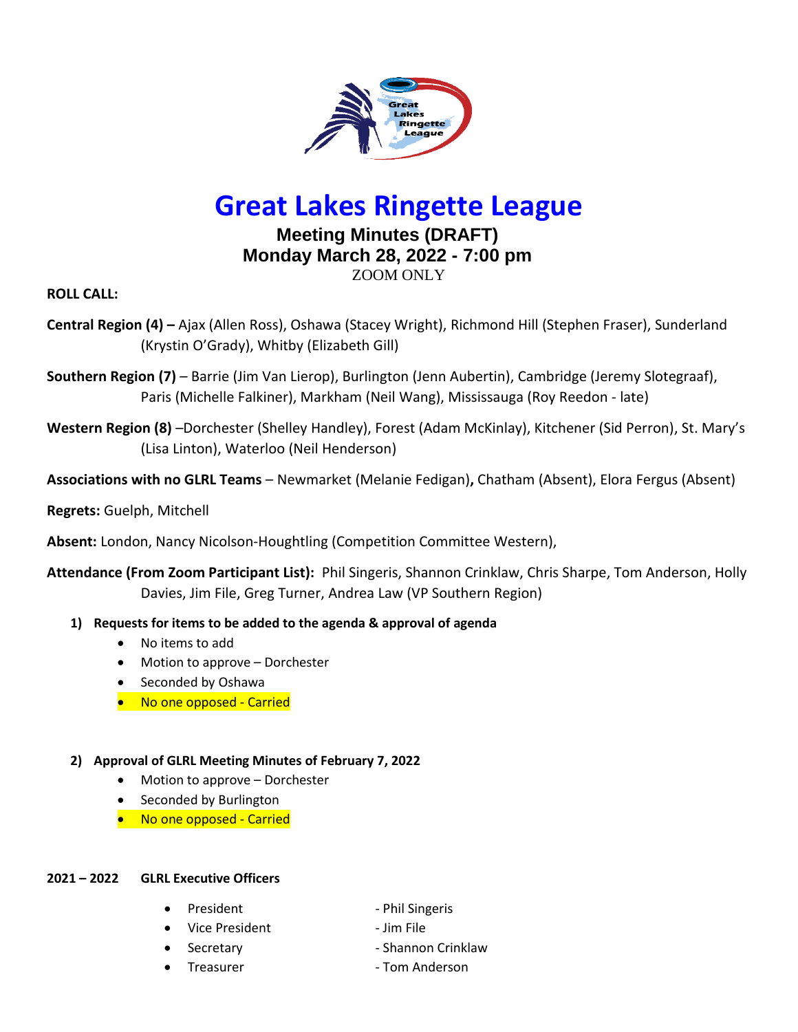# Great Lakes Ringette League

## Meeting Minutes (DRAFT)
## Monday March 28, 2022 - 7:00 pm

ZOOM ONLY

**ROLL CALL:**

**Central Region (4) –** Ajax (Allen Ross), Oshawa (Stacey Wright), Richmond Hill (Stephen Fraser), Sunderland (Krystin O'Grady), Whitby (Elizabeth Gill)

**Southern Region (7)** – Barrie (Jim Van Lierop), Burlington (Jenn Aubertin), Cambridge (Jeremy Slotegraaf), Paris (Michelle Falkiner), Markham (Neil Wang), Mississauga (Roy Reedon - late)

**Western Region (8)** –Dorchester (Shelley Handley), Forest (Adam McKinlay), Kitchener (Sid Perron), St. Mary's (Lisa Linton), Waterloo (Neil Henderson)

**Associations with no GLRL Teams** – Newmarket (Melanie Fedigan)**,** Chatham (Absent), Elora Fergus (Absent)

**Regrets:** Guelph, Mitchell

**Absent:** London, Nancy Nicolson-Houghtling (Competition Committee Western),

**Attendance (From Zoom Participant List):** Phil Singeris, Shannon Crinklaw, Chris Sharpe, Tom Anderson, Holly Davies, Jim File, Greg Turner, Andrea Law (VP Southern Region)

**1) Requests for items to be added to the agenda & approval of agenda**

- No items to add
- Motion to approve – Dorchester
- Seconded by Oshawa
- No one opposed - Carried

**2) Approval of GLRL Meeting Minutes of February 7, 2022**

- Motion to approve – Dorchester
- Seconded by Burlington
- No one opposed - Carried

**2021 – 2022 GLRL Executive Officers**

- President - Phil Singeris
- Vice President - Jim File
- Secretary - Shannon Crinklaw
- Treasurer - Tom Anderson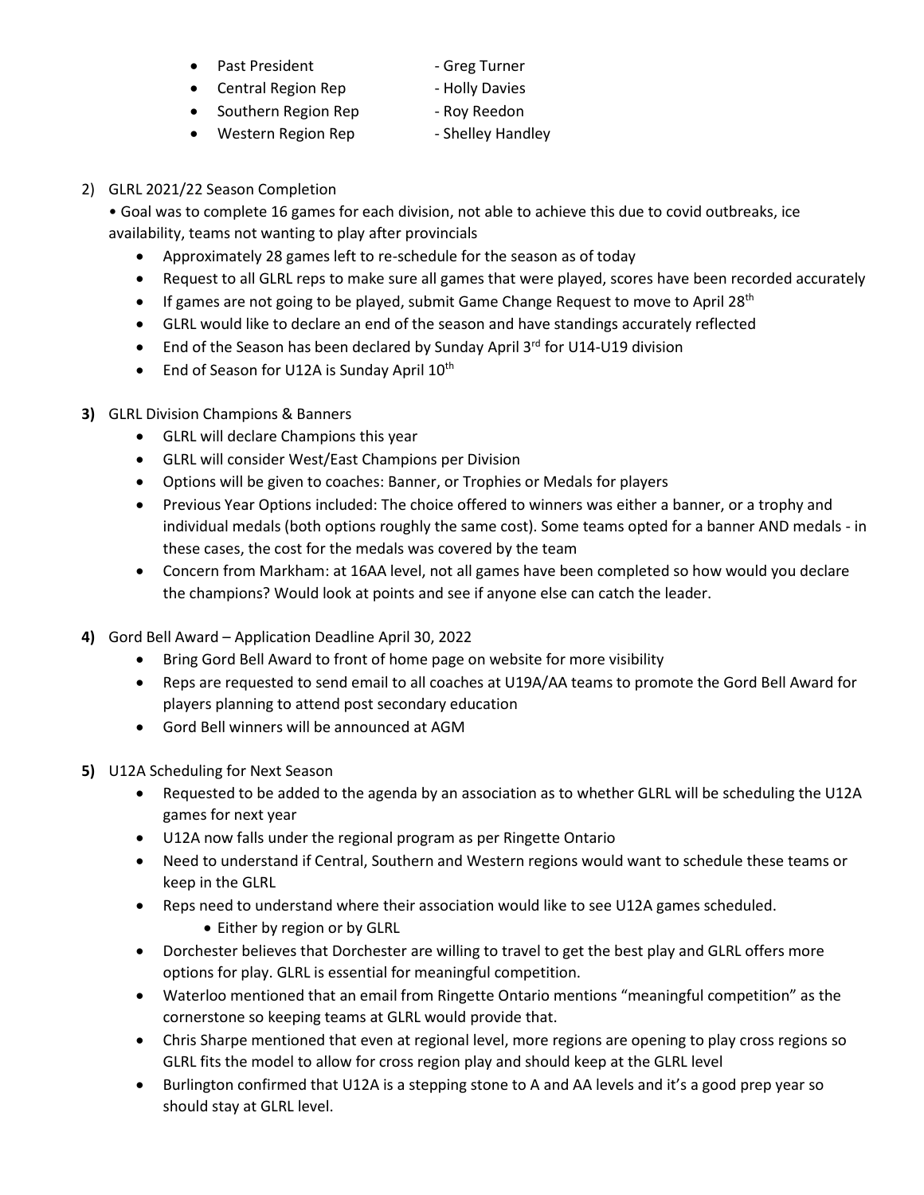- Past President - Greg Turner
- Central Region Rep - Holly Davies
- Southern Region Rep - Roy Reedon
- Western Region Rep - Shelley Handley

2) GLRL 2021/22 Season Completion

• Goal was to complete 16 games for each division, not able to achieve this due to covid outbreaks, ice availability, teams not wanting to play after provincials

- Approximately 28 games left to re-schedule for the season as of today
- Request to all GLRL reps to make sure all games that were played, scores have been recorded accurately
- If games are not going to be played, submit Game Change Request to move to April 28th
- GLRL would like to declare an end of the season and have standings accurately reflected
- End of the Season has been declared by Sunday April 3rd for U14-U19 division
- End of Season for U12A is Sunday April 10th

**3)** GLRL Division Champions & Banners

- GLRL will declare Champions this year
- GLRL will consider West/East Champions per Division
- Options will be given to coaches: Banner, or Trophies or Medals for players
- Previous Year Options included: The choice offered to winners was either a banner, or a trophy and individual medals (both options roughly the same cost). Some teams opted for a banner AND medals - in these cases, the cost for the medals was covered by the team
- Concern from Markham: at 16AA level, not all games have been completed so how would you declare the champions? Would look at points and see if anyone else can catch the leader.

**4)** Gord Bell Award – Application Deadline April 30, 2022

- Bring Gord Bell Award to front of home page on website for more visibility
- Reps are requested to send email to all coaches at U19A/AA teams to promote the Gord Bell Award for players planning to attend post secondary education
- Gord Bell winners will be announced at AGM

**5)** U12A Scheduling for Next Season

- Requested to be added to the agenda by an association as to whether GLRL will be scheduling the U12A games for next year
- U12A now falls under the regional program as per Ringette Ontario
- Need to understand if Central, Southern and Western regions would want to schedule these teams or keep in the GLRL
- Reps need to understand where their association would like to see U12A games scheduled.
  - Either by region or by GLRL
- Dorchester believes that Dorchester are willing to travel to get the best play and GLRL offers more options for play. GLRL is essential for meaningful competition.
- Waterloo mentioned that an email from Ringette Ontario mentions "meaningful competition" as the cornerstone so keeping teams at GLRL would provide that.
- Chris Sharpe mentioned that even at regional level, more regions are opening to play cross regions so GLRL fits the model to allow for cross region play and should keep at the GLRL level
- Burlington confirmed that U12A is a stepping stone to A and AA levels and it's a good prep year so should stay at GLRL level.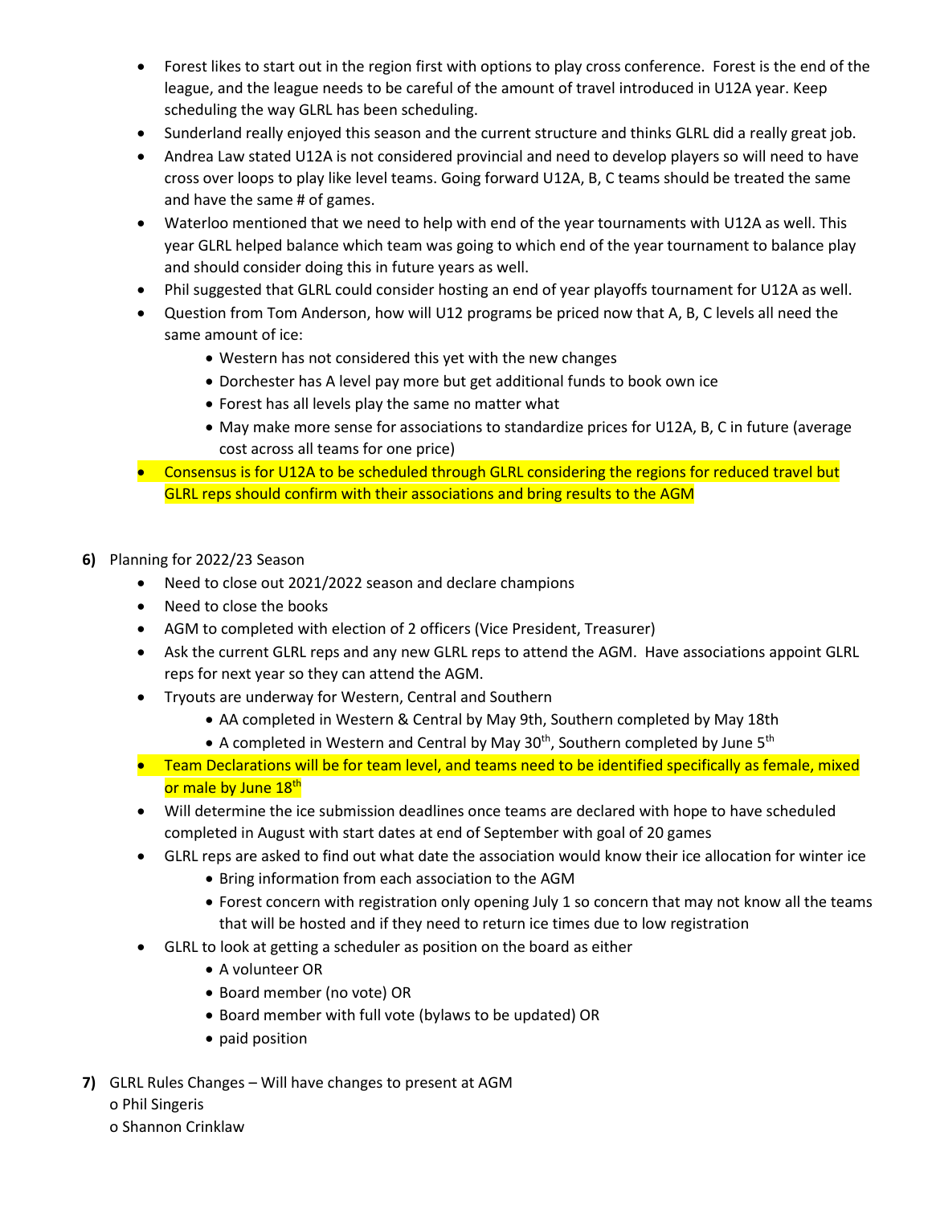- Forest likes to start out in the region first with options to play cross conference. Forest is the end of the league, and the league needs to be careful of the amount of travel introduced in U12A year. Keep scheduling the way GLRL has been scheduling.
- Sunderland really enjoyed this season and the current structure and thinks GLRL did a really great job.
- Andrea Law stated U12A is not considered provincial and need to develop players so will need to have cross over loops to play like level teams. Going forward U12A, B, C teams should be treated the same and have the same # of games.
- Waterloo mentioned that we need to help with end of the year tournaments with U12A as well. This year GLRL helped balance which team was going to which end of the year tournament to balance play and should consider doing this in future years as well.
- Phil suggested that GLRL could consider hosting an end of year playoffs tournament for U12A as well.
- Question from Tom Anderson, how will U12 programs be priced now that A, B, C levels all need the same amount of ice:
  - Western has not considered this yet with the new changes
  - Dorchester has A level pay more but get additional funds to book own ice
  - Forest has all levels play the same no matter what
  - May make more sense for associations to standardize prices for U12A, B, C in future (average cost across all teams for one price)
- Consensus is for U12A to be scheduled through GLRL considering the regions for reduced travel but GLRL reps should confirm with their associations and bring results to the AGM

**6)** Planning for 2022/23 Season

- Need to close out 2021/2022 season and declare champions
- Need to close the books
- AGM to completed with election of 2 officers (Vice President, Treasurer)
- Ask the current GLRL reps and any new GLRL reps to attend the AGM. Have associations appoint GLRL reps for next year so they can attend the AGM.
- Tryouts are underway for Western, Central and Southern
  - AA completed in Western & Central by May 9th, Southern completed by May 18th
  - A completed in Western and Central by May 30th, Southern completed by June 5th
- Team Declarations will be for team level, and teams need to be identified specifically as female, mixed or male by June 18th
- Will determine the ice submission deadlines once teams are declared with hope to have scheduled completed in August with start dates at end of September with goal of 20 games
- GLRL reps are asked to find out what date the association would know their ice allocation for winter ice
  - Bring information from each association to the AGM
  - Forest concern with registration only opening July 1 so concern that may not know all the teams that will be hosted and if they need to return ice times due to low registration
- GLRL to look at getting a scheduler as position on the board as either
  - A volunteer OR
  - Board member (no vote) OR
  - Board member with full vote (bylaws to be updated) OR
  - paid position

**7)** GLRL Rules Changes – Will have changes to present at AGM

- Phil Singeris
- Shannon Crinklaw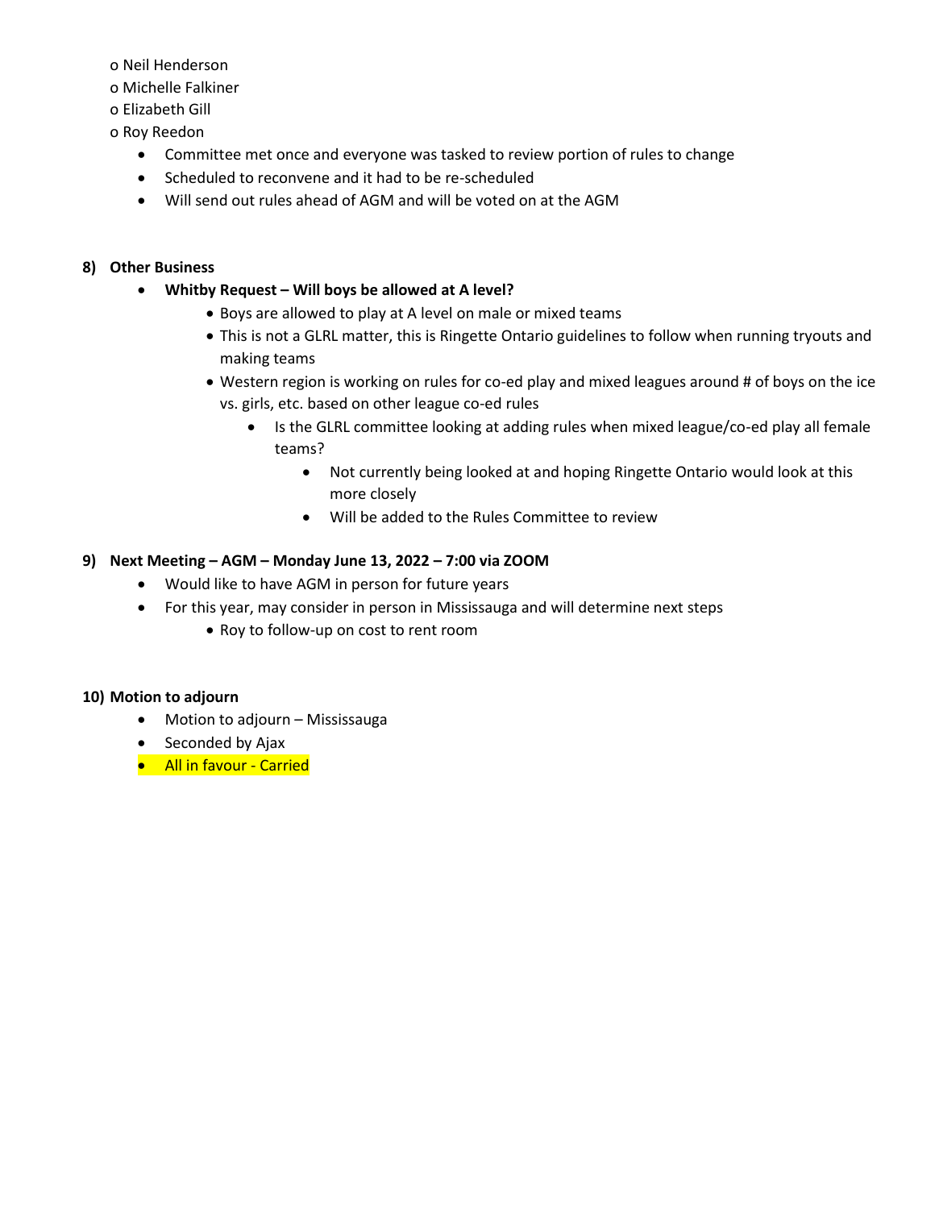- o Neil Henderson
- o Michelle Falkiner
- o Elizabeth Gill
- o Roy Reedon
  - Committee met once and everyone was tasked to review portion of rules to change
  - Scheduled to reconvene and it had to be re-scheduled
  - Will send out rules ahead of AGM and will be voted on at the AGM

**8) Other Business**

- **Whitby Request – Will boys be allowed at A level?**
  - Boys are allowed to play at A level on male or mixed teams
  - This is not a GLRL matter, this is Ringette Ontario guidelines to follow when running tryouts and making teams
  - Western region is working on rules for co-ed play and mixed leagues around # of boys on the ice vs. girls, etc. based on other league co-ed rules
    - Is the GLRL committee looking at adding rules when mixed league/co-ed play all female teams?
      - Not currently being looked at and hoping Ringette Ontario would look at this more closely
      - Will be added to the Rules Committee to review

**9) Next Meeting – AGM – Monday June 13, 2022 – 7:00 via ZOOM**

- Would like to have AGM in person for future years
- For this year, may consider in person in Mississauga and will determine next steps
  - Roy to follow-up on cost to rent room

**10) Motion to adjourn**

- Motion to adjourn – Mississauga
- Seconded by Ajax
- All in favour - Carried